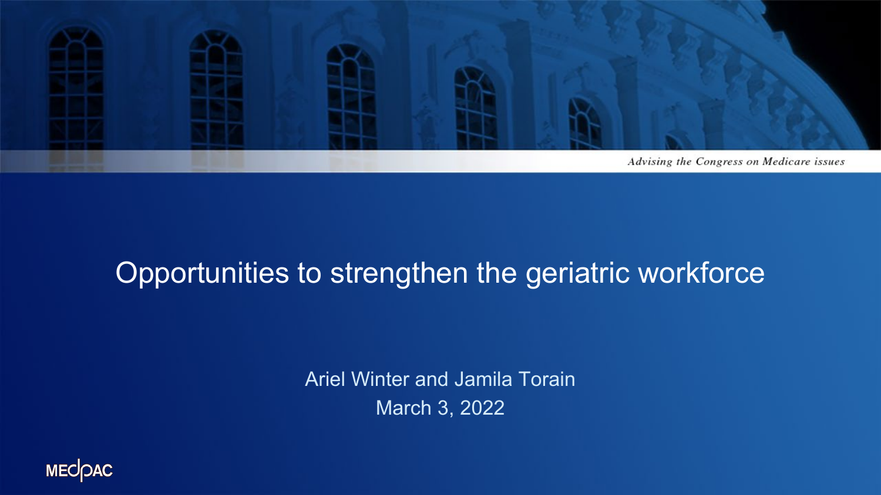*Advising the Congress on Medicare issues*

# Opportunities to strengthen the geriatric workforce

Ariel Winter and Jamila Torain

March 3, 2022

MEDPAC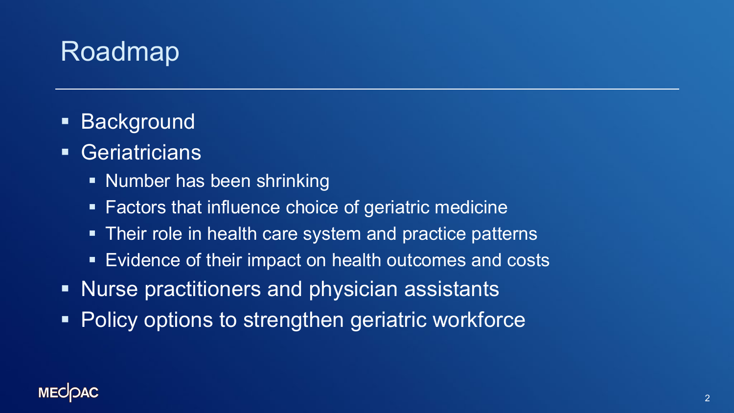# Roadmap

- Background
- Geriatricians
  - Number has been shrinking
  - Factors that influence choice of geriatric medicine
  - Their role in health care system and practice patterns
  - Evidence of their impact on health outcomes and costs
- Nurse practitioners and physician assistants
- Policy options to strengthen geriatric workforce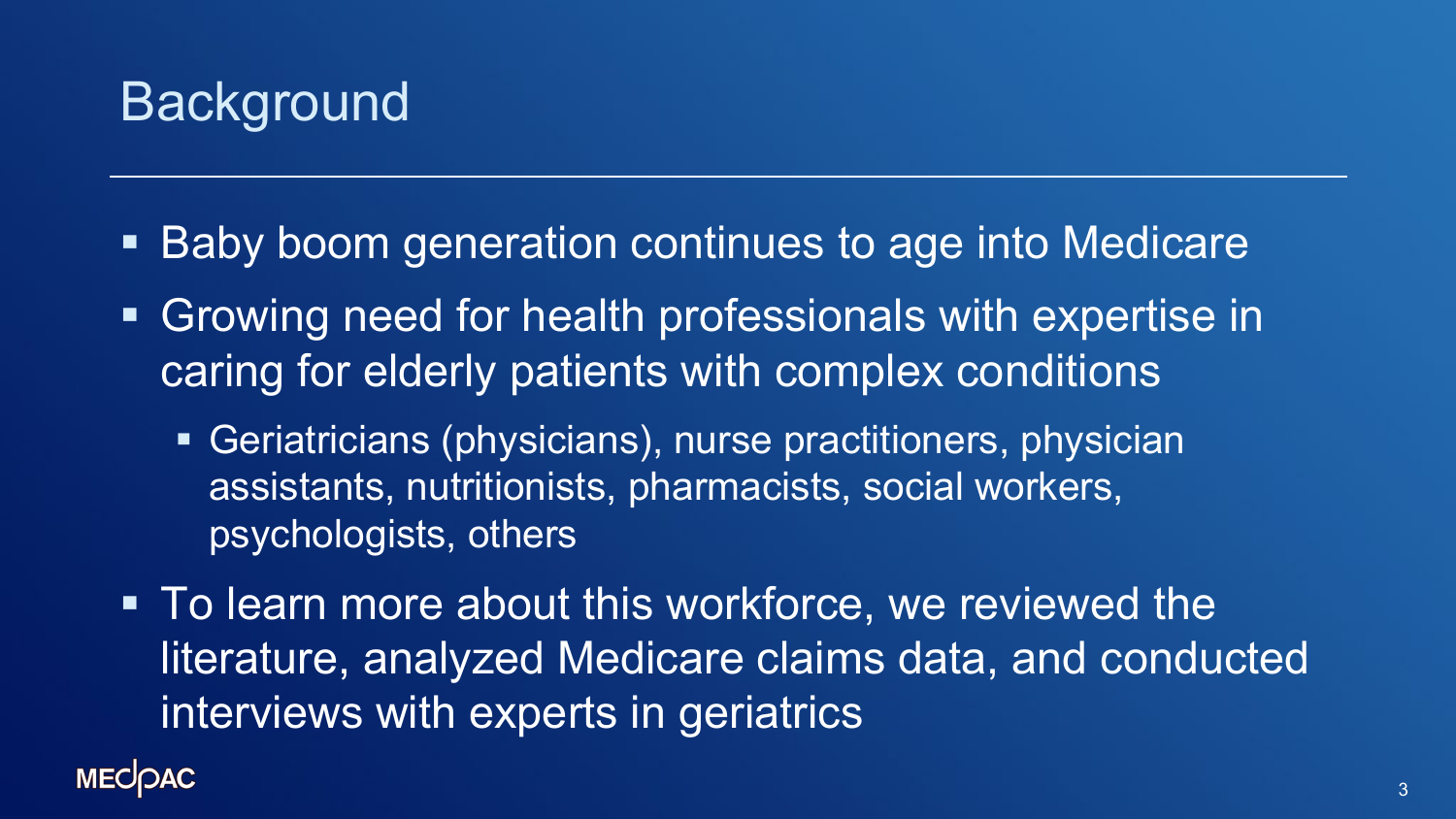# Background

- Baby boom generation continues to age into Medicare
- Growing need for health professionals with expertise in caring for elderly patients with complex conditions
  - Geriatricians (physicians), nurse practitioners, physician assistants, nutritionists, pharmacists, social workers, psychologists, others
- To learn more about this workforce, we reviewed the literature, analyzed Medicare claims data, and conducted interviews with experts in geriatrics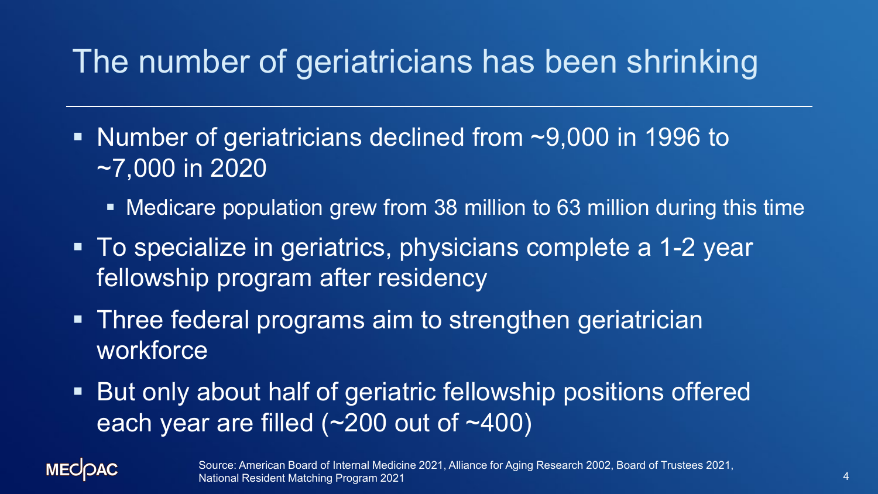# The number of geriatricians has been shrinking

- Number of geriatricians declined from ~9,000 in 1996 to ~7,000 in 2020
  - Medicare population grew from 38 million to 63 million during this time
- To specialize in geriatrics, physicians complete a 1-2 year fellowship program after residency
- Three federal programs aim to strengthen geriatrician workforce
- But only about half of geriatric fellowship positions offered each year are filled (~200 out of ~400)

Source: American Board of Internal Medicine 2021, Alliance for Aging Research 2002, Board of Trustees 2021, National Resident Matching Program 2021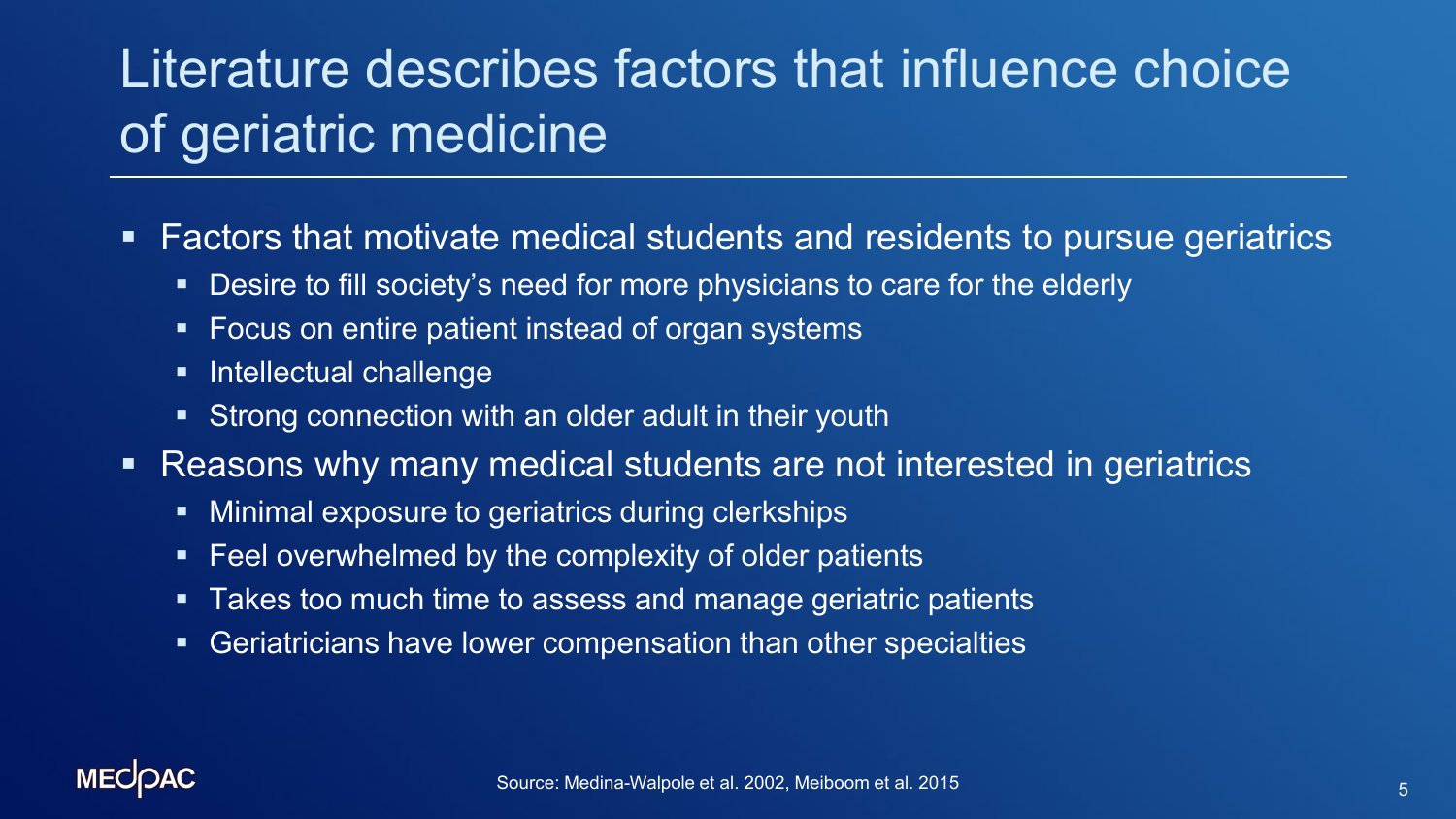# Literature describes factors that influence choice of geriatric medicine

- Factors that motivate medical students and residents to pursue geriatrics
  - Desire to fill society's need for more physicians to care for the elderly
  - Focus on entire patient instead of organ systems
  - Intellectual challenge
  - Strong connection with an older adult in their youth
- Reasons why many medical students are not interested in geriatrics
  - Minimal exposure to geriatrics during clerkships
  - Feel overwhelmed by the complexity of older patients
  - Takes too much time to assess and manage geriatric patients
  - Geriatricians have lower compensation than other specialties

Source: Medina-Walpole et al. 2002, Meiboom et al. 2015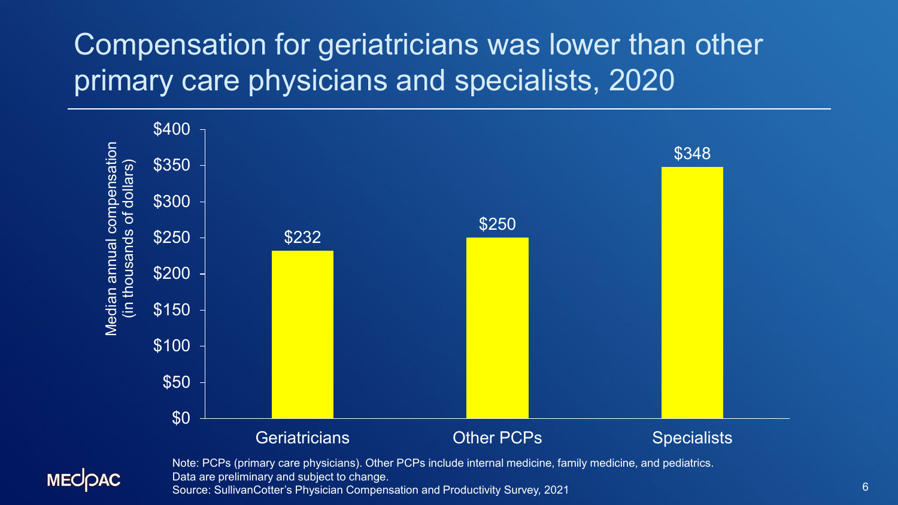# Compensation for geriatricians was lower than other primary care physicians and specialists, 2020

Median annual compensation (in thousands of dollars)

| | Median annual compensation (in thousands of dollars) |
|---|---|
| Geriatricians | $232 |
| Other PCPs | $250 |
| Specialists | $348 |

Note: PCPs (primary care physicians). Other PCPs include internal medicine, family medicine, and pediatrics. Data are preliminary and subject to change.
Source: SullivanCotter's Physician Compensation and Productivity Survey, 2021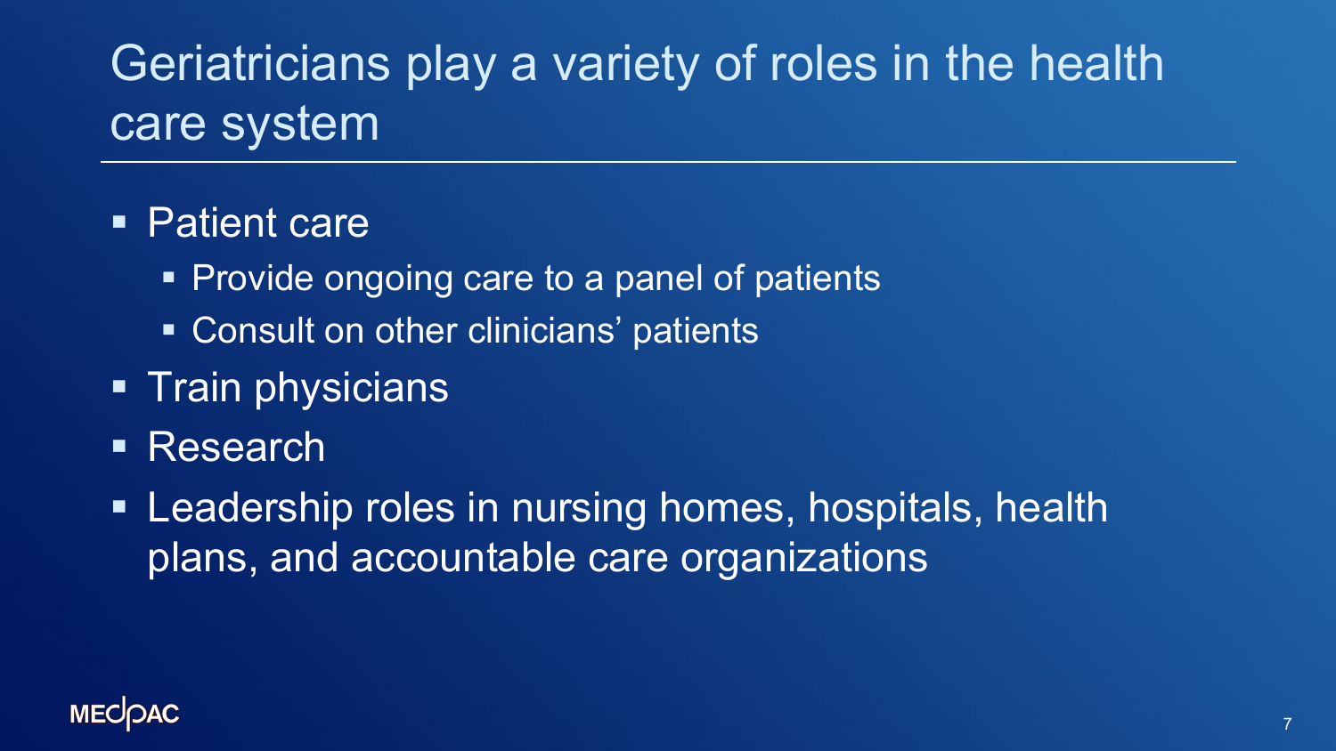# Geriatricians play a variety of roles in the health care system

- Patient care
  - Provide ongoing care to a panel of patients
  - Consult on other clinicians' patients
- Train physicians
- Research
- Leadership roles in nursing homes, hospitals, health plans, and accountable care organizations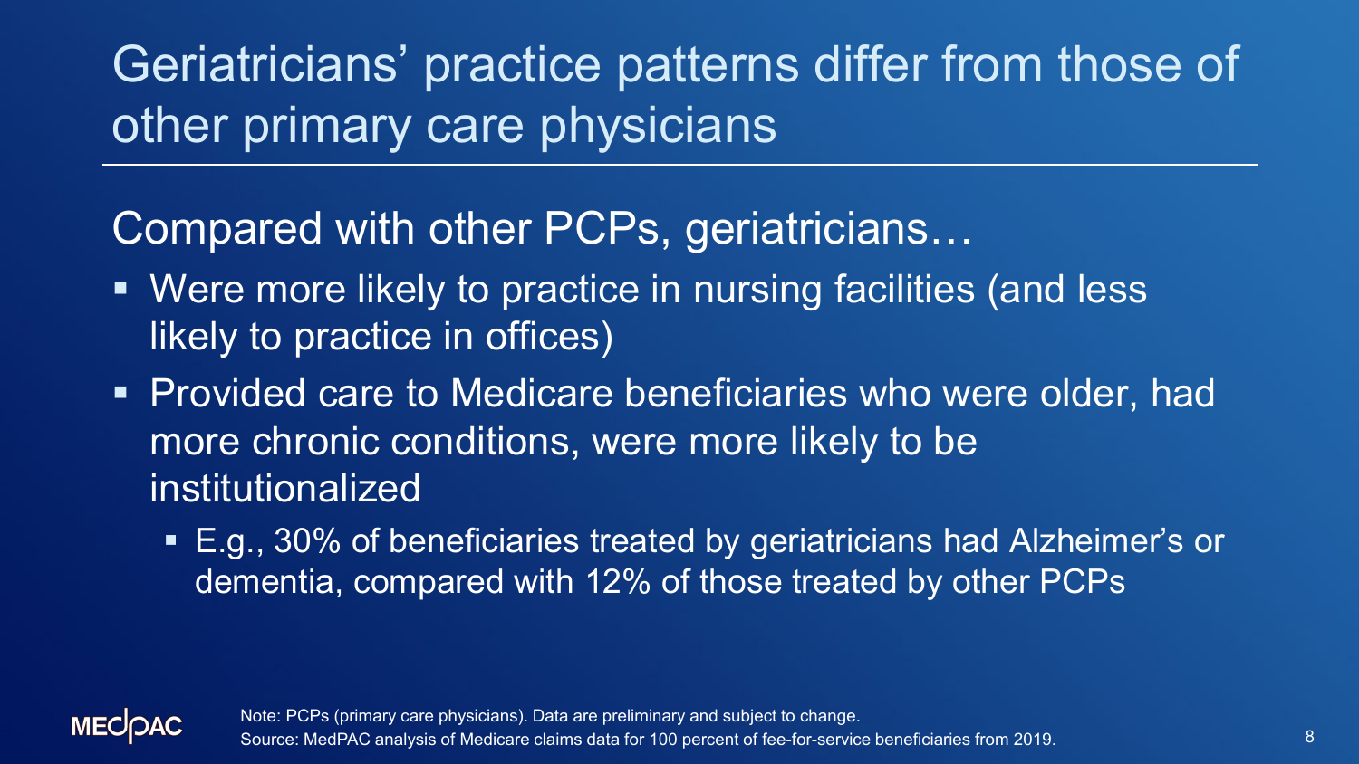# Geriatricians' practice patterns differ from those of other primary care physicians

Compared with other PCPs, geriatricians…

- Were more likely to practice in nursing facilities (and less likely to practice in offices)
- Provided care to Medicare beneficiaries who were older, had more chronic conditions, were more likely to be institutionalized
  - E.g., 30% of beneficiaries treated by geriatricians had Alzheimer's or dementia, compared with 12% of those treated by other PCPs

Note: PCPs (primary care physicians). Data are preliminary and subject to change.
Source: MedPAC analysis of Medicare claims data for 100 percent of fee-for-service beneficiaries from 2019.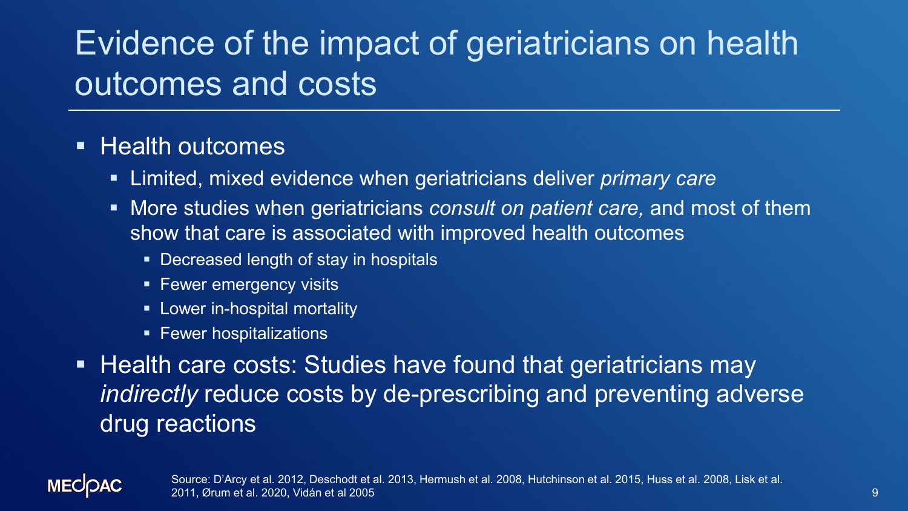# Evidence of the impact of geriatricians on health outcomes and costs

- Health outcomes
  - Limited, mixed evidence when geriatricians deliver *primary care*
  - More studies when geriatricians *consult on patient care,* and most of them show that care is associated with improved health outcomes
    - Decreased length of stay in hospitals
    - Fewer emergency visits
    - Lower in-hospital mortality
    - Fewer hospitalizations
- Health care costs: Studies have found that geriatricians may *indirectly* reduce costs by de-prescribing and preventing adverse drug reactions

MEDPAC

Source: D'Arcy et al. 2012, Deschodt et al. 2013, Hermush et al. 2008, Hutchinson et al. 2015, Huss et al. 2008, Lisk et al. 2011, Ørum et al. 2020, Vidán et al 2005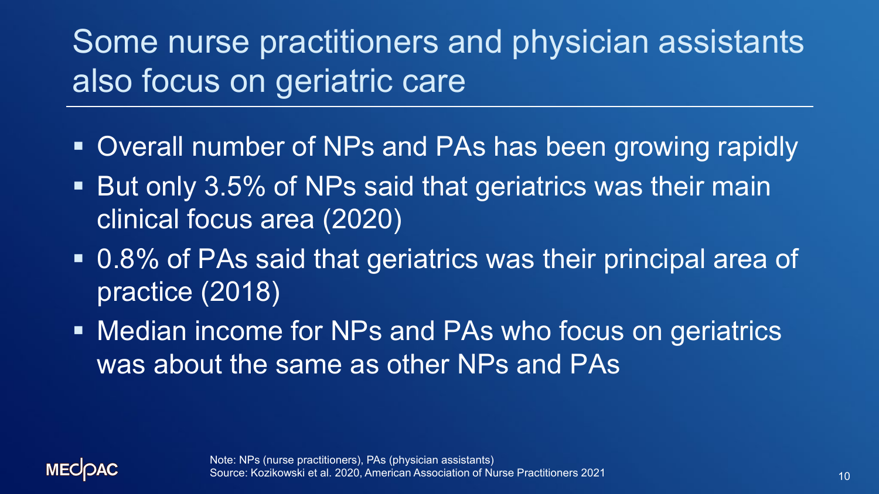# Some nurse practitioners and physician assistants also focus on geriatric care

- Overall number of NPs and PAs has been growing rapidly
- But only 3.5% of NPs said that geriatrics was their main clinical focus area (2020)
- 0.8% of PAs said that geriatrics was their principal area of practice (2018)
- Median income for NPs and PAs who focus on geriatrics was about the same as other NPs and PAs

Note: NPs (nurse practitioners), PAs (physician assistants)
Source: Kozikowski et al. 2020, American Association of Nurse Practitioners 2021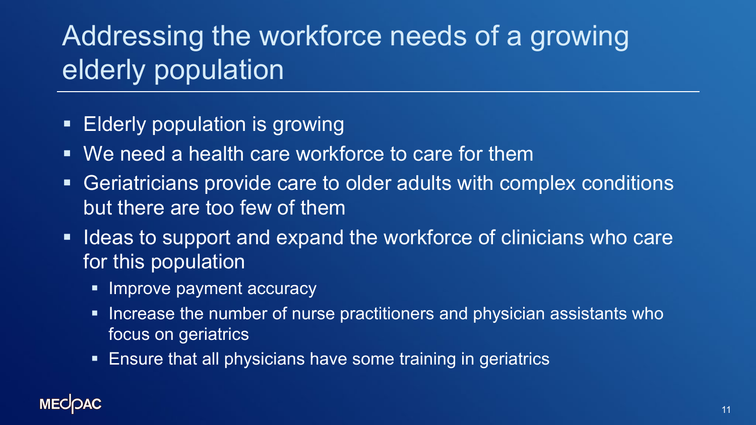# Addressing the workforce needs of a growing elderly population

- Elderly population is growing
- We need a health care workforce to care for them
- Geriatricians provide care to older adults with complex conditions but there are too few of them
- Ideas to support and expand the workforce of clinicians who care for this population
  - Improve payment accuracy
  - Increase the number of nurse practitioners and physician assistants who focus on geriatrics
  - Ensure that all physicians have some training in geriatrics

MEDPAC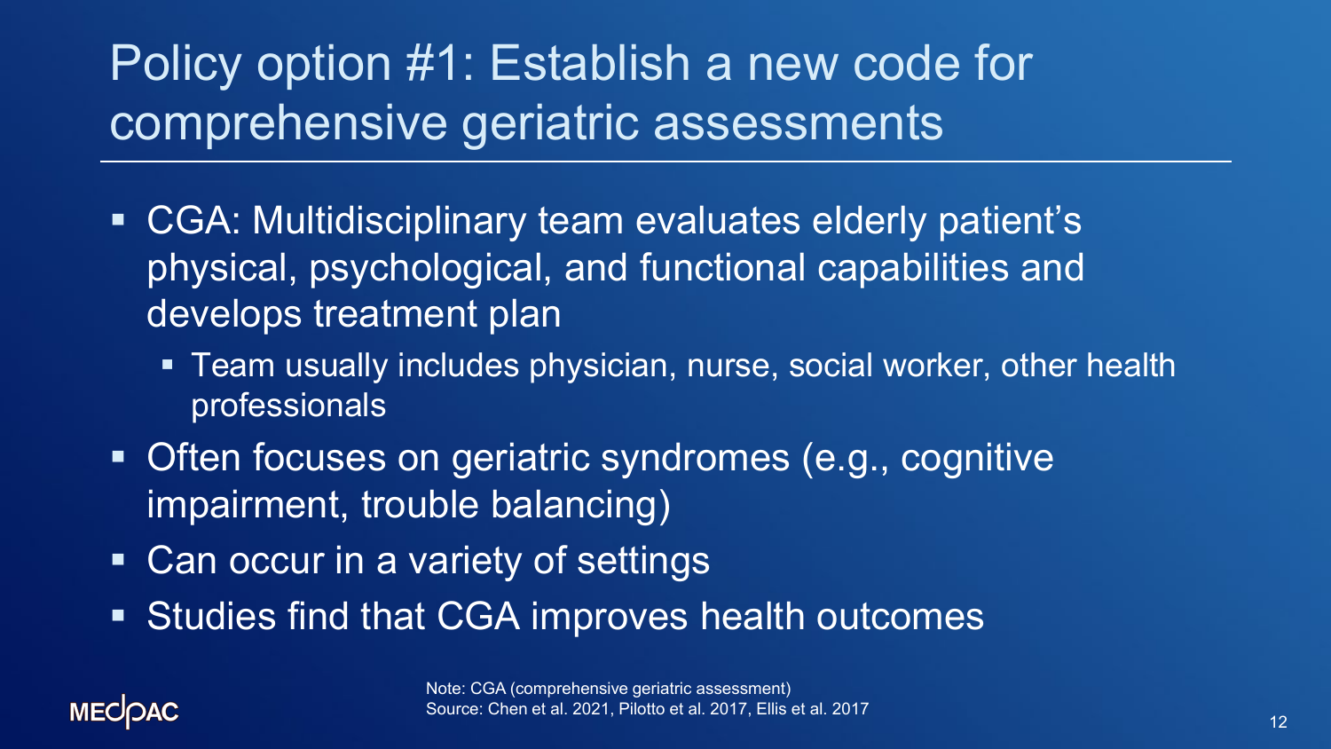# Policy option #1: Establish a new code for comprehensive geriatric assessments

- CGA: Multidisciplinary team evaluates elderly patient's physical, psychological, and functional capabilities and develops treatment plan
  - Team usually includes physician, nurse, social worker, other health professionals
- Often focuses on geriatric syndromes (e.g., cognitive impairment, trouble balancing)
- Can occur in a variety of settings
- Studies find that CGA improves health outcomes

Note: CGA (comprehensive geriatric assessment)
Source: Chen et al. 2021, Pilotto et al. 2017, Ellis et al. 2017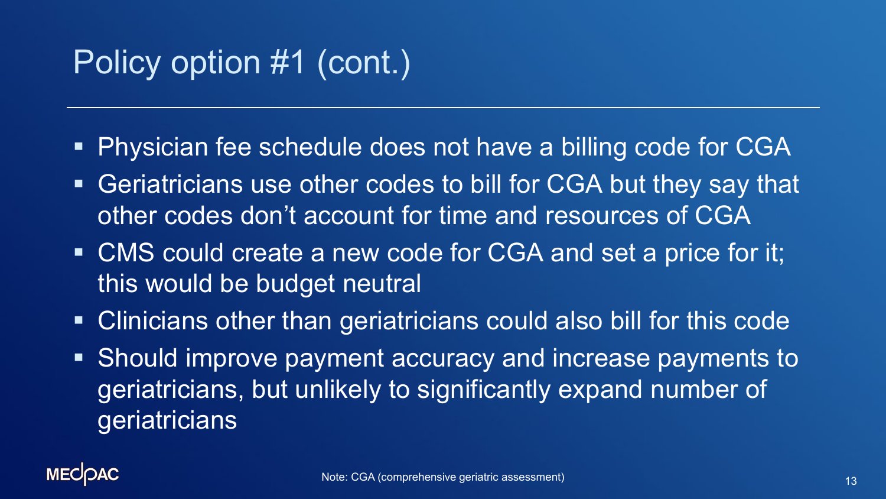# Policy option #1 (cont.)

- Physician fee schedule does not have a billing code for CGA
- Geriatricians use other codes to bill for CGA but they say that other codes don't account for time and resources of CGA
- CMS could create a new code for CGA and set a price for it; this would be budget neutral
- Clinicians other than geriatricians could also bill for this code
- Should improve payment accuracy and increase payments to geriatricians, but unlikely to significantly expand number of geriatricians

Note: CGA (comprehensive geriatric assessment)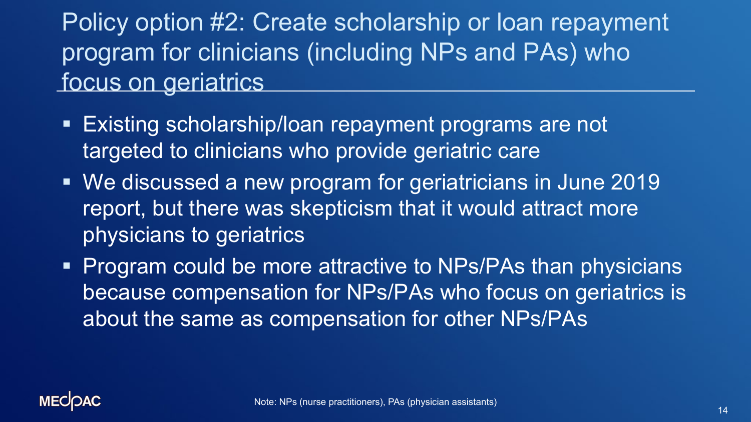# Policy option #2: Create scholarship or loan repayment program for clinicians (including NPs and PAs) who focus on geriatrics

- Existing scholarship/loan repayment programs are not targeted to clinicians who provide geriatric care
- We discussed a new program for geriatricians in June 2019 report, but there was skepticism that it would attract more physicians to geriatrics
- Program could be more attractive to NPs/PAs than physicians because compensation for NPs/PAs who focus on geriatrics is about the same as compensation for other NPs/PAs

Note: NPs (nurse practitioners), PAs (physician assistants)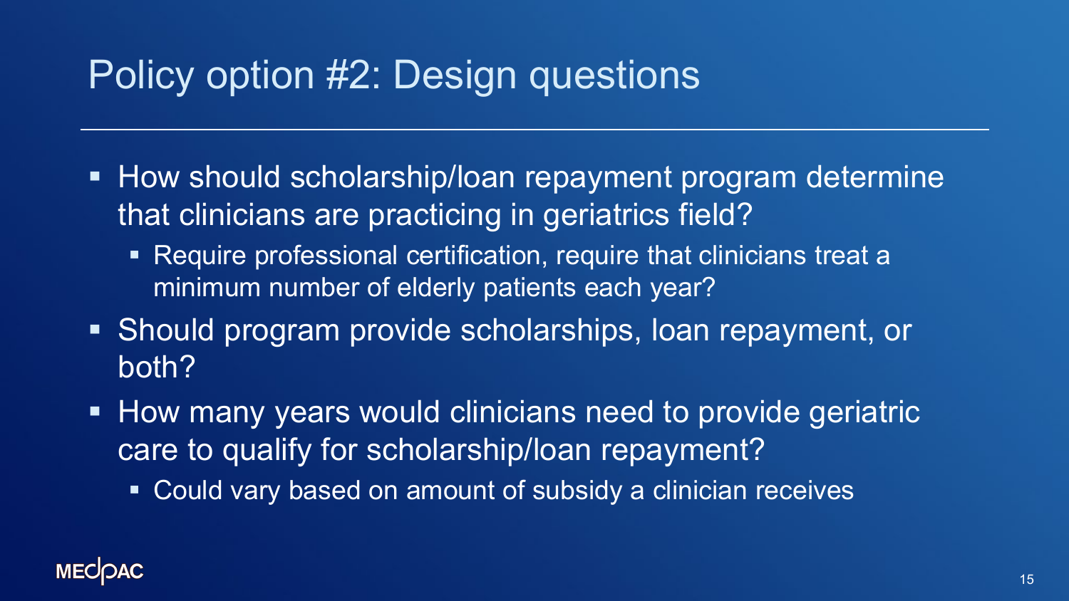# Policy option #2: Design questions

- How should scholarship/loan repayment program determine that clinicians are practicing in geriatrics field?
  - Require professional certification, require that clinicians treat a minimum number of elderly patients each year?
- Should program provide scholarships, loan repayment, or both?
- How many years would clinicians need to provide geriatric care to qualify for scholarship/loan repayment?
  - Could vary based on amount of subsidy a clinician receives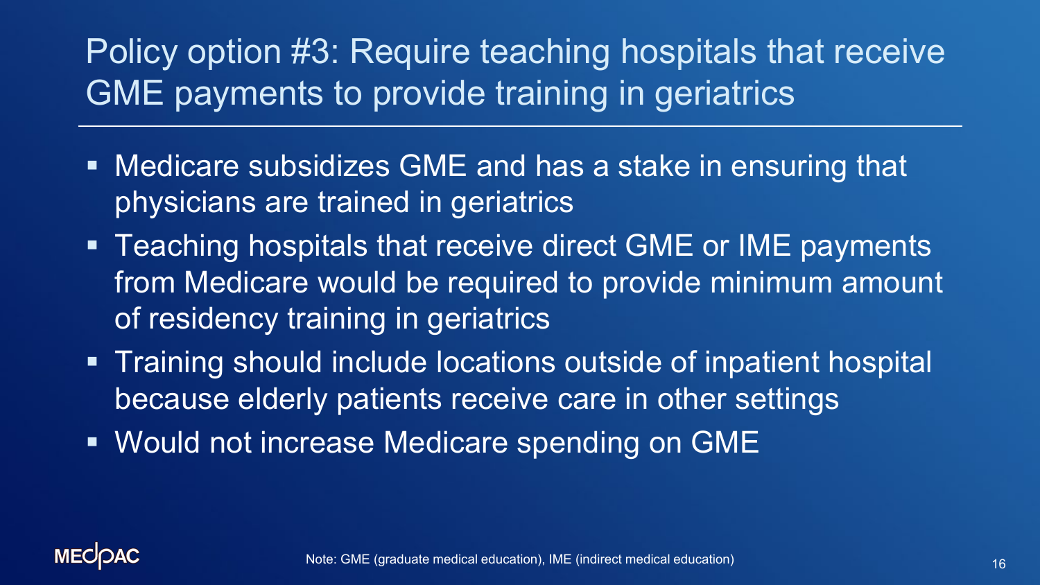# Policy option #3: Require teaching hospitals that receive GME payments to provide training in geriatrics

- Medicare subsidizes GME and has a stake in ensuring that physicians are trained in geriatrics
- Teaching hospitals that receive direct GME or IME payments from Medicare would be required to provide minimum amount of residency training in geriatrics
- Training should include locations outside of inpatient hospital because elderly patients receive care in other settings
- Would not increase Medicare spending on GME

Note: GME (graduate medical education), IME (indirect medical education)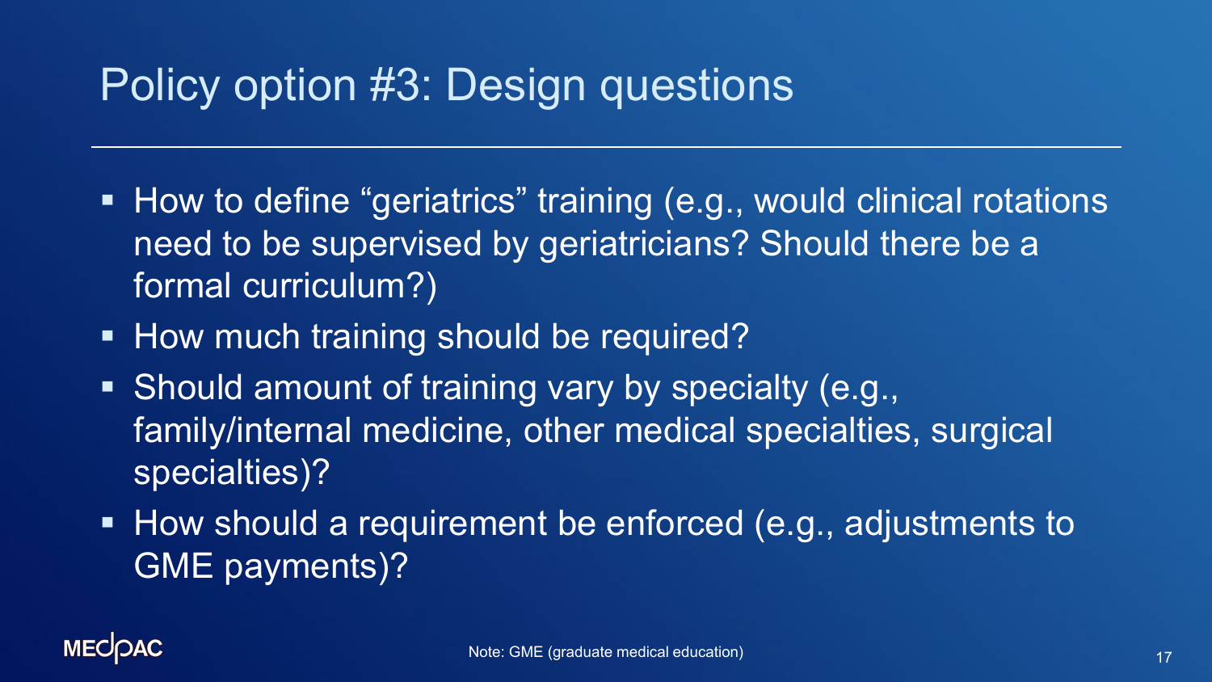# Policy option #3: Design questions

- How to define “geriatrics” training (e.g., would clinical rotations need to be supervised by geriatricians? Should there be a formal curriculum?)
- How much training should be required?
- Should amount of training vary by specialty (e.g., family/internal medicine, other medical specialties, surgical specialties)?
- How should a requirement be enforced (e.g., adjustments to GME payments)?

Note: GME (graduate medical education)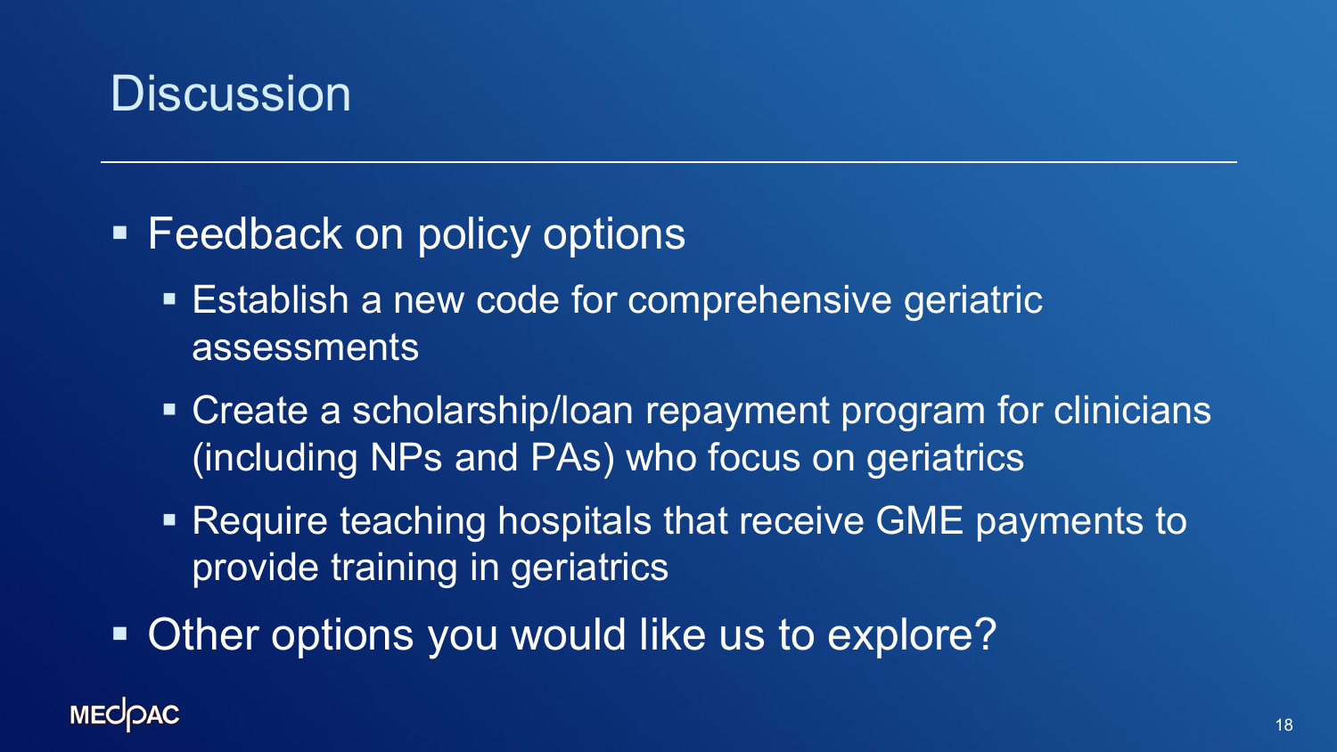# Discussion

- Feedback on policy options
  - Establish a new code for comprehensive geriatric assessments
  - Create a scholarship/loan repayment program for clinicians (including NPs and PAs) who focus on geriatrics
  - Require teaching hospitals that receive GME payments to provide training in geriatrics
- Other options you would like us to explore?